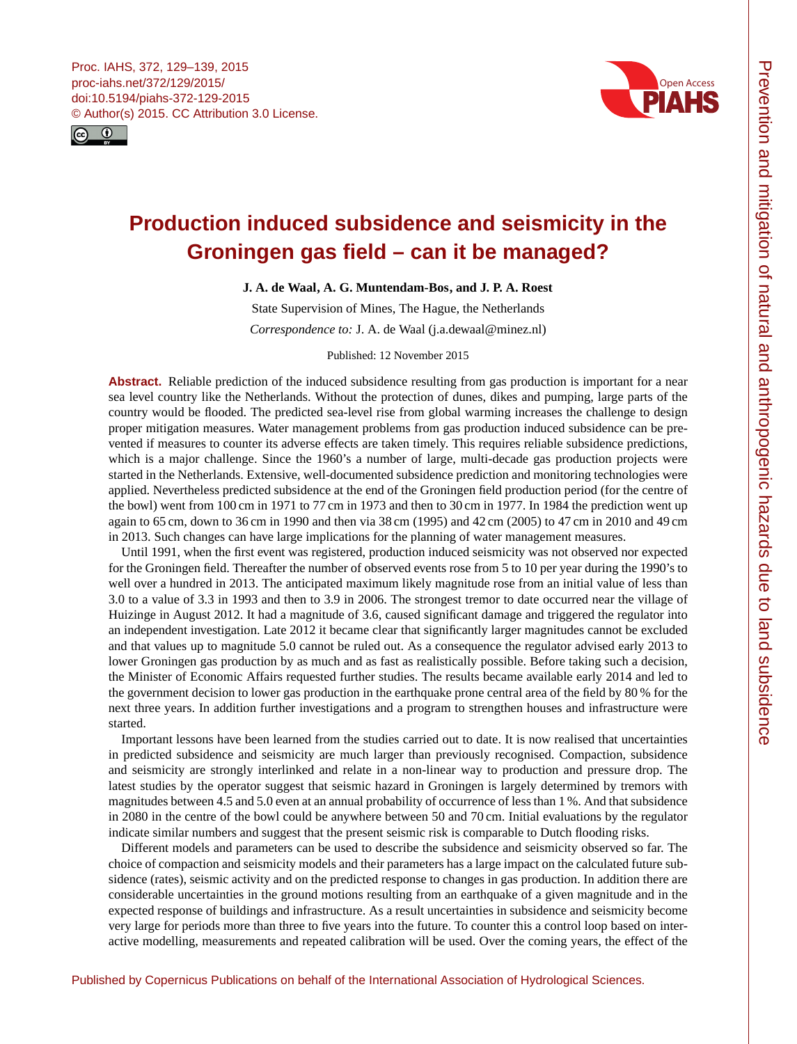# Production induced subsidence and seismicity in the Groningen gas field – can it be managed?

**J. A. de Waal, A. G. Muntendam-Bos, and J. P. A. Roest**

State Supervision of Mines, The Hague, the Netherlands

*Correspondence to:* J. A. de Waal (j.a.dewaal@minez.nl)

Published: 12 November 2015

**Abstract.** Reliable prediction of the induced subsidence resulting from gas production is important for a near sea level country like the Netherlands. Without the protection of dunes, dikes and pumping, large parts of the country would be flooded. The predicted sea-level rise from global warming increases the challenge to design proper mitigation measures. Water management problems from gas production induced subsidence can be prevented if measures to counter its adverse effects are taken timely. This requires reliable subsidence predictions, which is a major challenge. Since the 1960's a number of large, multi-decade gas production projects were started in the Netherlands. Extensive, well-documented subsidence prediction and monitoring technologies were applied. Nevertheless predicted subsidence at the end of the Groningen field production period (for the centre of the bowl) went from 100 cm in 1971 to 77 cm in 1973 and then to 30 cm in 1977. In 1984 the prediction went up again to 65 cm, down to 36 cm in 1990 and then via 38 cm (1995) and 42 cm (2005) to 47 cm in 2010 and 49 cm in 2013. Such changes can have large implications for the planning of water management measures.

Until 1991, when the first event was registered, production induced seismicity was not observed nor expected for the Groningen field. Thereafter the number of observed events rose from 5 to 10 per year during the 1990's to well over a hundred in 2013. The anticipated maximum likely magnitude rose from an initial value of less than 3.0 to a value of 3.3 in 1993 and then to 3.9 in 2006. The strongest tremor to date occurred near the village of Huizinge in August 2012. It had a magnitude of 3.6, caused significant damage and triggered the regulator into an independent investigation. Late 2012 it became clear that significantly larger magnitudes cannot be excluded and that values up to magnitude 5.0 cannot be ruled out. As a consequence the regulator advised early 2013 to lower Groningen gas production by as much and as fast as realistically possible. Before taking such a decision, the Minister of Economic Affairs requested further studies. The results became available early 2014 and led to the government decision to lower gas production in the earthquake prone central area of the field by 80 % for the next three years. In addition further investigations and a program to strengthen houses and infrastructure were started.

Important lessons have been learned from the studies carried out to date. It is now realised that uncertainties in predicted subsidence and seismicity are much larger than previously recognised. Compaction, subsidence and seismicity are strongly interlinked and relate in a non-linear way to production and pressure drop. The latest studies by the operator suggest that seismic hazard in Groningen is largely determined by tremors with magnitudes between 4.5 and 5.0 even at an annual probability of occurrence of less than 1 %. And that subsidence in 2080 in the centre of the bowl could be anywhere between 50 and 70 cm. Initial evaluations by the regulator indicate similar numbers and suggest that the present seismic risk is comparable to Dutch flooding risks.

Different models and parameters can be used to describe the subsidence and seismicity observed so far. The choice of compaction and seismicity models and their parameters has a large impact on the calculated future subsidence (rates), seismic activity and on the predicted response to changes in gas production. In addition there are considerable uncertainties in the ground motions resulting from an earthquake of a given magnitude and in the expected response of buildings and infrastructure. As a result uncertainties in subsidence and seismicity become very large for periods more than three to five years into the future. To counter this a control loop based on interactive modelling, measurements and repeated calibration will be used. Over the coming years, the effect of the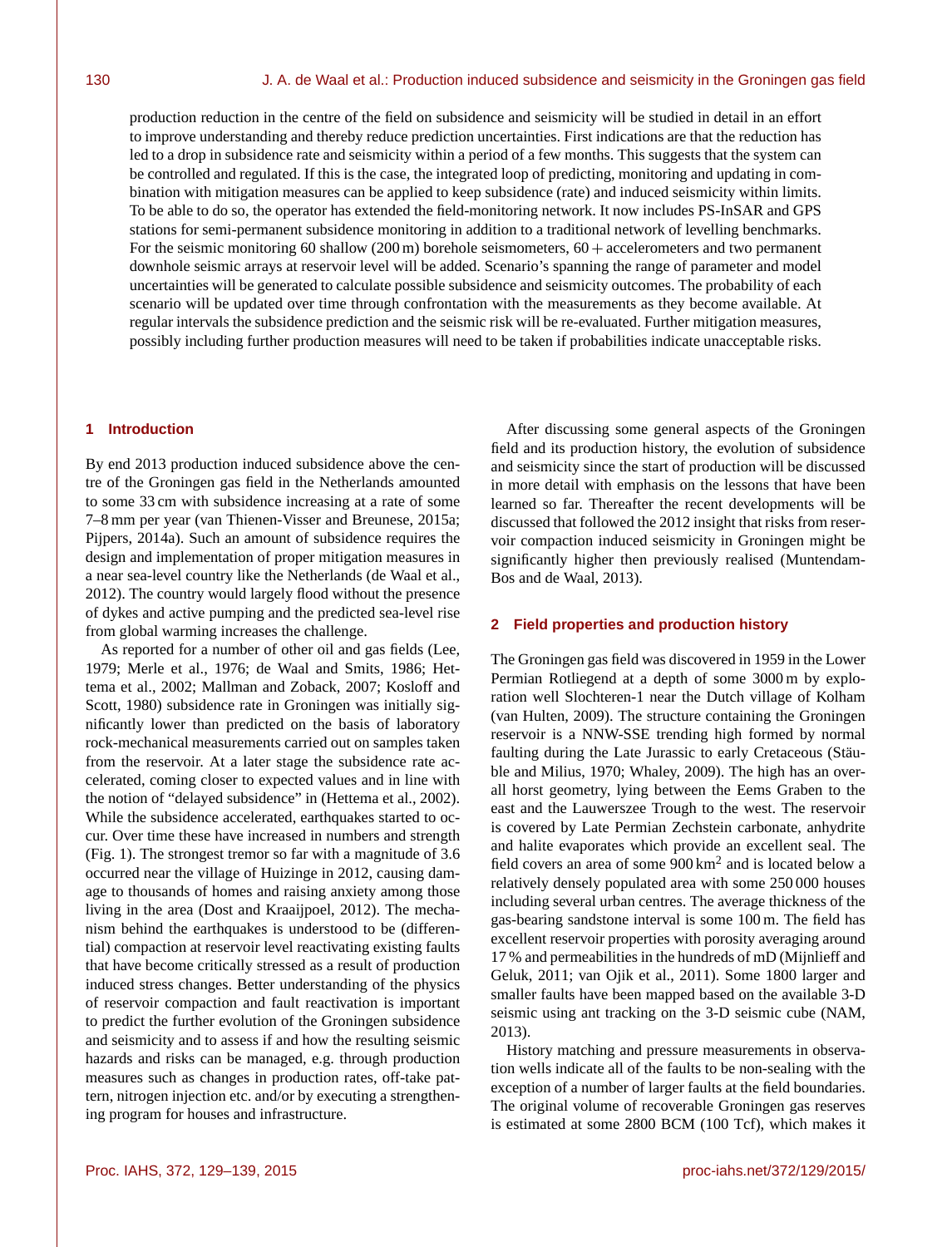production reduction in the centre of the field on subsidence and seismicity will be studied in detail in an effort to improve understanding and thereby reduce prediction uncertainties. First indications are that the reduction has led to a drop in subsidence rate and seismicity within a period of a few months. This suggests that the system can be controlled and regulated. If this is the case, the integrated loop of predicting, monitoring and updating in combination with mitigation measures can be applied to keep subsidence (rate) and induced seismicity within limits. To be able to do so, the operator has extended the field-monitoring network. It now includes PS-InSAR and GPS stations for semi-permanent subsidence monitoring in addition to a traditional network of levelling benchmarks. For the seismic monitoring 60 shallow (200 m) borehole seismometers, 60 + accelerometers and two permanent downhole seismic arrays at reservoir level will be added. Scenario's spanning the range of parameter and model uncertainties will be generated to calculate possible subsidence and seismicity outcomes. The probability of each scenario will be updated over time through confrontation with the measurements as they become available. At regular intervals the subsidence prediction and the seismic risk will be re-evaluated. Further mitigation measures, possibly including further production measures will need to be taken if probabilities indicate unacceptable risks.

## 1 Introduction

By end 2013 production induced subsidence above the centre of the Groningen gas field in the Netherlands amounted to some 33 cm with subsidence increasing at a rate of some 7–8 mm per year (van Thienen-Visser and Breunese, 2015a; Pijpers, 2014a). Such an amount of subsidence requires the design and implementation of proper mitigation measures in a near sea-level country like the Netherlands (de Waal et al., 2012). The country would largely flood without the presence of dykes and active pumping and the predicted sea-level rise from global warming increases the challenge.

As reported for a number of other oil and gas fields (Lee, 1979; Merle et al., 1976; de Waal and Smits, 1986; Hettema et al., 2002; Mallman and Zoback, 2007; Kosloff and Scott, 1980) subsidence rate in Groningen was initially significantly lower than predicted on the basis of laboratory rock-mechanical measurements carried out on samples taken from the reservoir. At a later stage the subsidence rate accelerated, coming closer to expected values and in line with the notion of "delayed subsidence" in (Hettema et al., 2002). While the subsidence accelerated, earthquakes started to occur. Over time these have increased in numbers and strength (Fig. 1). The strongest tremor so far with a magnitude of 3.6 occurred near the village of Huizinge in 2012, causing damage to thousands of homes and raising anxiety among those living in the area (Dost and Kraaijpoel, 2012). The mechanism behind the earthquakes is understood to be (differential) compaction at reservoir level reactivating existing faults that have become critically stressed as a result of production induced stress changes. Better understanding of the physics of reservoir compaction and fault reactivation is important to predict the further evolution of the Groningen subsidence and seismicity and to assess if and how the resulting seismic hazards and risks can be managed, e.g. through production measures such as changes in production rates, off-take pattern, nitrogen injection etc. and/or by executing a strengthening program for houses and infrastructure.

After discussing some general aspects of the Groningen field and its production history, the evolution of subsidence and seismicity since the start of production will be discussed in more detail with emphasis on the lessons that have been learned so far. Thereafter the recent developments will be discussed that followed the 2012 insight that risks from reservoir compaction induced seismicity in Groningen might be significantly higher then previously realised (Muntendam-Bos and de Waal, 2013).

## 2 Field properties and production history

The Groningen gas field was discovered in 1959 in the Lower Permian Rotliegend at a depth of some 3000 m by exploration well Slochteren-1 near the Dutch village of Kolham (van Hulten, 2009). The structure containing the Groningen reservoir is a NNW-SSE trending high formed by normal faulting during the Late Jurassic to early Cretaceous (Stäuble and Milius, 1970; Whaley, 2009). The high has an overall horst geometry, lying between the Eems Graben to the east and the Lauwerszee Trough to the west. The reservoir is covered by Late Permian Zechstein carbonate, anhydrite and halite evaporates which provide an excellent seal. The field covers an area of some 900 km$^2$ and is located below a relatively densely populated area with some 250 000 houses including several urban centres. The average thickness of the gas-bearing sandstone interval is some 100 m. The field has excellent reservoir properties with porosity averaging around 17 % and permeabilities in the hundreds of mD (Mijnlieff and Geluk, 2011; van Ojik et al., 2011). Some 1800 larger and smaller faults have been mapped based on the available 3-D seismic using ant tracking on the 3-D seismic cube (NAM, 2013).

History matching and pressure measurements in observation wells indicate all of the faults to be non-sealing with the exception of a number of larger faults at the field boundaries. The original volume of recoverable Groningen gas reserves is estimated at some 2800 BCM (100 Tcf), which makes it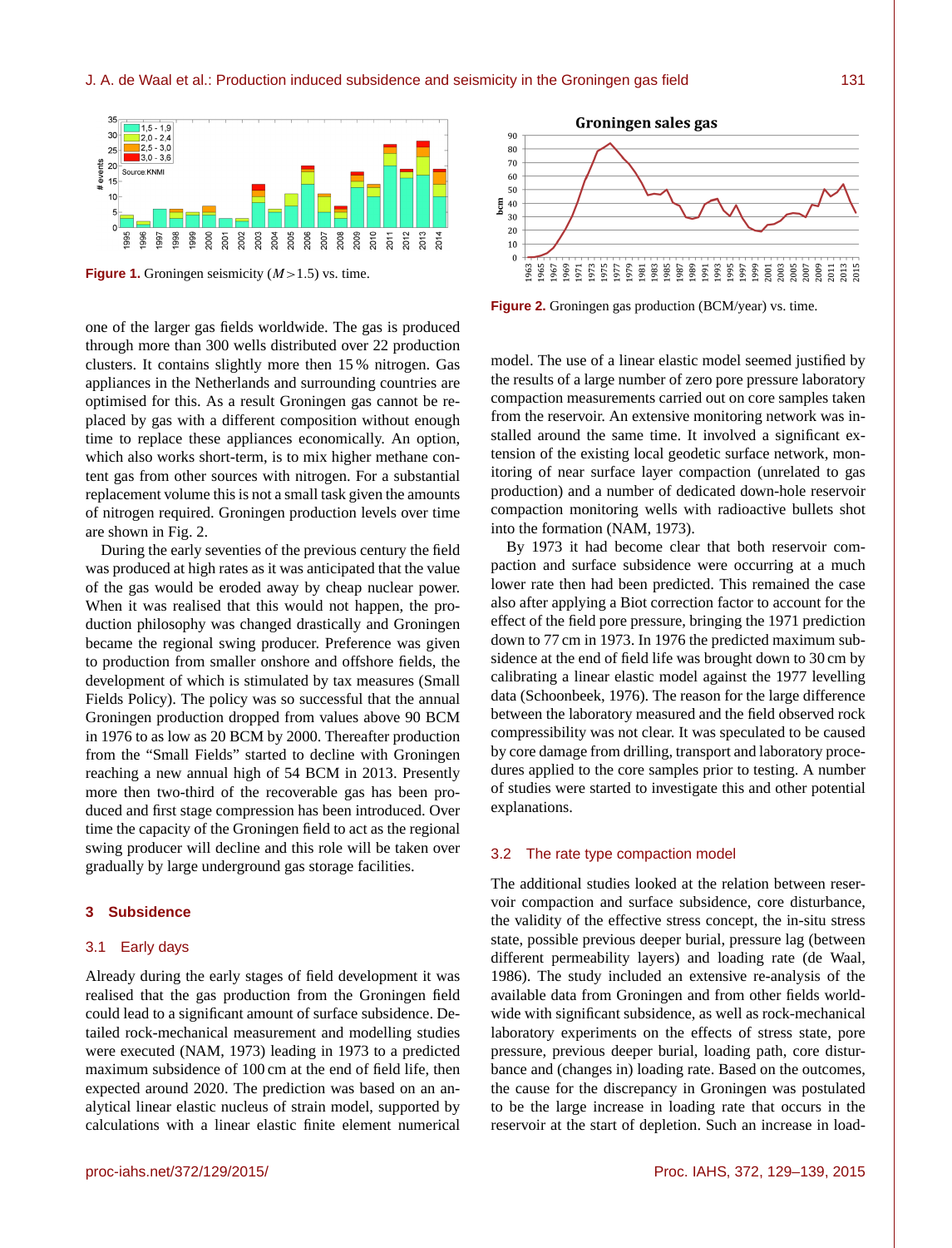Figure 1. Groningen seismicity ($M > 1.5$) vs. time.

Figure 2. Groningen gas production (BCM/year) vs. time.

one of the larger gas fields worldwide. The gas is produced through more than 300 wells distributed over 22 production clusters. It contains slightly more then 15 % nitrogen. Gas appliances in the Netherlands and surrounding countries are optimised for this. As a result Groningen gas cannot be replaced by gas with a different composition without enough time to replace these appliances economically. An option, which also works short-term, is to mix higher methane content gas from other sources with nitrogen. For a substantial replacement volume this is not a small task given the amounts of nitrogen required. Groningen production levels over time are shown in Fig. 2.

During the early seventies of the previous century the field was produced at high rates as it was anticipated that the value of the gas would be eroded away by cheap nuclear power. When it was realised that this would not happen, the production philosophy was changed drastically and Groningen became the regional swing producer. Preference was given to production from smaller onshore and offshore fields, the development of which is stimulated by tax measures (Small Fields Policy). The policy was so successful that the annual Groningen production dropped from values above 90 BCM in 1976 to as low as 20 BCM by 2000. Thereafter production from the "Small Fields" started to decline with Groningen reaching a new annual high of 54 BCM in 2013. Presently more then two-third of the recoverable gas has been produced and first stage compression has been introduced. Over time the capacity of the Groningen field to act as the regional swing producer will decline and this role will be taken over gradually by large underground gas storage facilities.

## 3 Subsidence

### 3.1 Early days

Already during the early stages of field development it was realised that the gas production from the Groningen field could lead to a significant amount of surface subsidence. Detailed rock-mechanical measurement and modelling studies were executed (NAM, 1973) leading in 1973 to a predicted maximum subsidence of 100 cm at the end of field life, then expected around 2020. The prediction was based on an analytical linear elastic nucleus of strain model, supported by calculations with a linear elastic finite element numerical model. The use of a linear elastic model seemed justified by the results of a large number of zero pore pressure laboratory compaction measurements carried out on core samples taken from the reservoir. An extensive monitoring network was installed around the same time. It involved a significant extension of the existing local geodetic surface network, monitoring of near surface layer compaction (unrelated to gas production) and a number of dedicated down-hole reservoir compaction monitoring wells with radioactive bullets shot into the formation (NAM, 1973).

By 1973 it had become clear that both reservoir compaction and surface subsidence were occurring at a much lower rate then had been predicted. This remained the case also after applying a Biot correction factor to account for the effect of the field pore pressure, bringing the 1971 prediction down to 77 cm in 1973. In 1976 the predicted maximum subsidence at the end of field life was brought down to 30 cm by calibrating a linear elastic model against the 1977 levelling data (Schoonbeek, 1976). The reason for the large difference between the laboratory measured and the field observed rock compressibility was not clear. It was speculated to be caused by core damage from drilling, transport and laboratory procedures applied to the core samples prior to testing. A number of studies were started to investigate this and other potential explanations.

### 3.2 The rate type compaction model

The additional studies looked at the relation between reservoir compaction and surface subsidence, core disturbance, the validity of the effective stress concept, the in-situ stress state, possible previous deeper burial, pressure lag (between different permeability layers) and loading rate (de Waal, 1986). The study included an extensive re-analysis of the available data from Groningen and from other fields worldwide with significant subsidence, as well as rock-mechanical laboratory experiments on the effects of stress state, pore pressure, previous deeper burial, loading path, core disturbance and (changes in) loading rate. Based on the outcomes, the cause for the discrepancy in Groningen was postulated to be the large increase in loading rate that occurs in the reservoir at the start of depletion. Such an increase in load-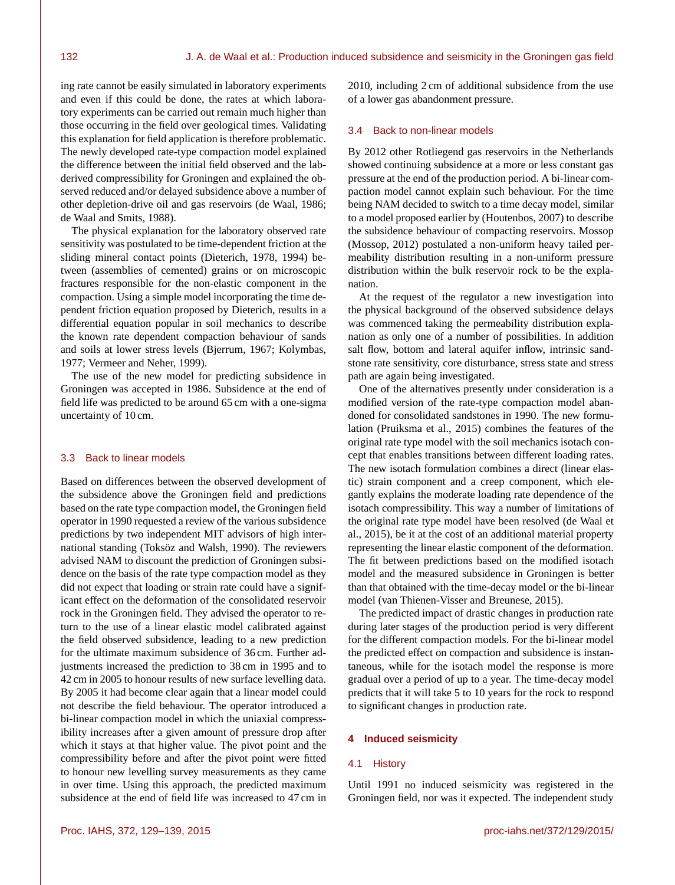ing rate cannot be easily simulated in laboratory experiments and even if this could be done, the rates at which laboratory experiments can be carried out remain much higher than those occurring in the field over geological times. Validating this explanation for field application is therefore problematic. The newly developed rate-type compaction model explained the difference between the initial field observed and the lab-derived compressibility for Groningen and explained the observed reduced and/or delayed subsidence above a number of other depletion-drive oil and gas reservoirs (de Waal, 1986; de Waal and Smits, 1988).

The physical explanation for the laboratory observed rate sensitivity was postulated to be time-dependent friction at the sliding mineral contact points (Dieterich, 1978, 1994) between (assemblies of cemented) grains or on microscopic fractures responsible for the non-elastic component in the compaction. Using a simple model incorporating the time dependent friction equation proposed by Dieterich, results in a differential equation popular in soil mechanics to describe the known rate dependent compaction behaviour of sands and soils at lower stress levels (Bjerrum, 1967; Kolymbas, 1977; Vermeer and Neher, 1999).

The use of the new model for predicting subsidence in Groningen was accepted in 1986. Subsidence at the end of field life was predicted to be around 65 cm with a one-sigma uncertainty of 10 cm.

### 3.3 Back to linear models

Based on differences between the observed development of the subsidence above the Groningen field and predictions based on the rate type compaction model, the Groningen field operator in 1990 requested a review of the various subsidence predictions by two independent MIT advisors of high international standing (Toksöz and Walsh, 1990). The reviewers advised NAM to discount the prediction of Groningen subsidence on the basis of the rate type compaction model as they did not expect that loading or strain rate could have a significant effect on the deformation of the consolidated reservoir rock in the Groningen field. They advised the operator to return to the use of a linear elastic model calibrated against the field observed subsidence, leading to a new prediction for the ultimate maximum subsidence of 36 cm. Further adjustments increased the prediction to 38 cm in 1995 and to 42 cm in 2005 to honour results of new surface levelling data. By 2005 it had become clear again that a linear model could not describe the field behaviour. The operator introduced a bi-linear compaction model in which the uniaxial compressibility increases after a given amount of pressure drop after which it stays at that higher value. The pivot point and the compressibility before and after the pivot point were fitted to honour new levelling survey measurements as they came in over time. Using this approach, the predicted maximum subsidence at the end of field life was increased to 47 cm in 2010, including 2 cm of additional subsidence from the use of a lower gas abandonment pressure.

### 3.4 Back to non-linear models

By 2012 other Rotliegend gas reservoirs in the Netherlands showed continuing subsidence at a more or less constant gas pressure at the end of the production period. A bi-linear compaction model cannot explain such behaviour. For the time being NAM decided to switch to a time decay model, similar to a model proposed earlier by (Houtenbos, 2007) to describe the subsidence behaviour of compacting reservoirs. Mossop (Mossop, 2012) postulated a non-uniform heavy tailed permeability distribution resulting in a non-uniform pressure distribution within the bulk reservoir rock to be the explanation.

At the request of the regulator a new investigation into the physical background of the observed subsidence delays was commenced taking the permeability distribution explanation as only one of a number of possibilities. In addition salt flow, bottom and lateral aquifer inflow, intrinsic sandstone rate sensitivity, core disturbance, stress state and stress path are again being investigated.

One of the alternatives presently under consideration is a modified version of the rate-type compaction model abandoned for consolidated sandstones in 1990. The new formulation (Pruiksma et al., 2015) combines the features of the original rate type model with the soil mechanics isotach concept that enables transitions between different loading rates. The new isotach formulation combines a direct (linear elastic) strain component and a creep component, which elegantly explains the moderate loading rate dependence of the isotach compressibility. This way a number of limitations of the original rate type model have been resolved (de Waal et al., 2015), be it at the cost of an additional material property representing the linear elastic component of the deformation. The fit between predictions based on the modified isotach model and the measured subsidence in Groningen is better than that obtained with the time-decay model or the bi-linear model (van Thienen-Visser and Breunese, 2015).

The predicted impact of drastic changes in production rate during later stages of the production period is very different for the different compaction models. For the bi-linear model the predicted effect on compaction and subsidence is instantaneous, while for the isotach model the response is more gradual over a period of up to a year. The time-decay model predicts that it will take 5 to 10 years for the rock to respond to significant changes in production rate.

## 4 Induced seismicity

### 4.1 History

Until 1991 no induced seismicity was registered in the Groningen field, nor was it expected. The independent study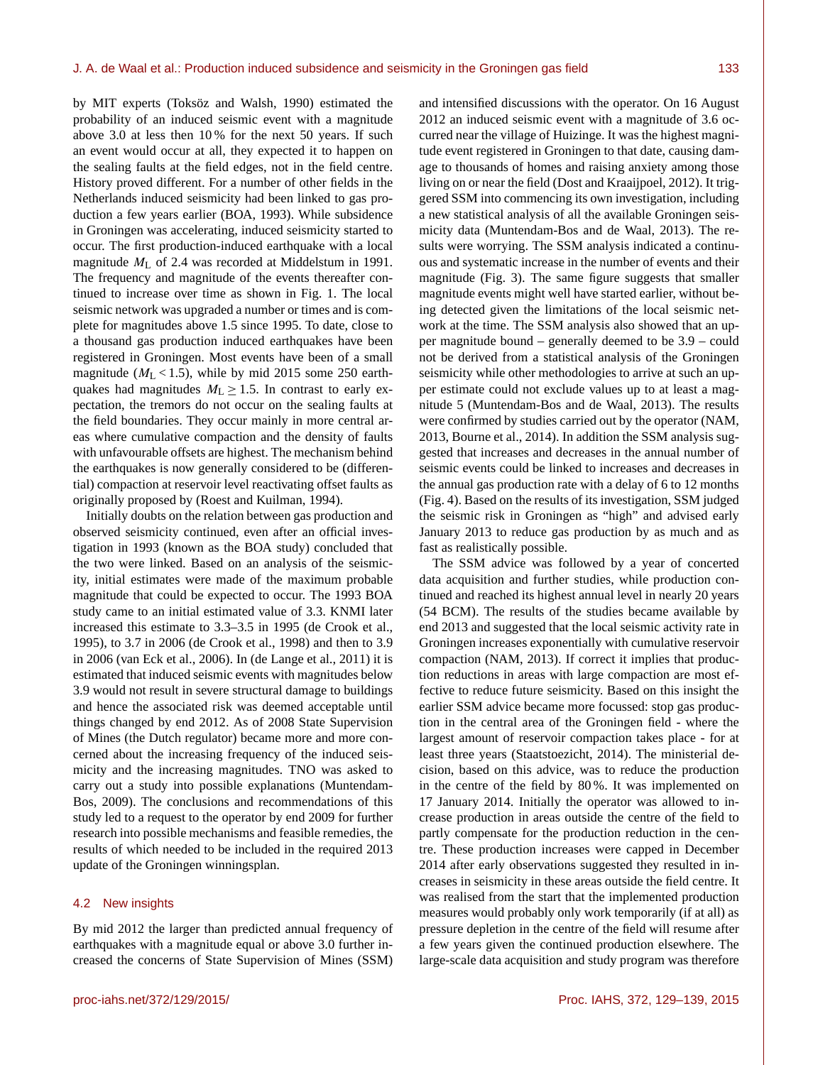by MIT experts (Toksöz and Walsh, 1990) estimated the probability of an induced seismic event with a magnitude above 3.0 at less then 10 % for the next 50 years. If such an event would occur at all, they expected it to happen on the sealing faults at the field edges, not in the field centre. History proved different. For a number of other fields in the Netherlands induced seismicity had been linked to gas production a few years earlier (BOA, 1993). While subsidence in Groningen was accelerating, induced seismicity started to occur. The first production-induced earthquake with a local magnitude $M_L$ of 2.4 was recorded at Middelstum in 1991. The frequency and magnitude of the events thereafter continued to increase over time as shown in Fig. 1. The local seismic network was upgraded a number or times and is complete for magnitudes above 1.5 since 1995. To date, close to a thousand gas production induced earthquakes have been registered in Groningen. Most events have been of a small magnitude ($M_L < 1.5$), while by mid 2015 some 250 earthquakes had magnitudes $M_L \geq 1.5$. In contrast to early expectation, the tremors do not occur on the sealing faults at the field boundaries. They occur mainly in more central areas where cumulative compaction and the density of faults with unfavourable offsets are highest. The mechanism behind the earthquakes is now generally considered to be (differential) compaction at reservoir level reactivating offset faults as originally proposed by (Roest and Kuilman, 1994).

Initially doubts on the relation between gas production and observed seismicity continued, even after an official investigation in 1993 (known as the BOA study) concluded that the two were linked. Based on an analysis of the seismicity, initial estimates were made of the maximum probable magnitude that could be expected to occur. The 1993 BOA study came to an initial estimated value of 3.3. KNMI later increased this estimate to 3.3–3.5 in 1995 (de Crook et al., 1995), to 3.7 in 2006 (de Crook et al., 1998) and then to 3.9 in 2006 (van Eck et al., 2006). In (de Lange et al., 2011) it is estimated that induced seismic events with magnitudes below 3.9 would not result in severe structural damage to buildings and hence the associated risk was deemed acceptable until things changed by end 2012. As of 2008 State Supervision of Mines (the Dutch regulator) became more and more concerned about the increasing frequency of the induced seismicity and the increasing magnitudes. TNO was asked to carry out a study into possible explanations (Muntendam-Bos, 2009). The conclusions and recommendations of this study led to a request to the operator by end 2009 for further research into possible mechanisms and feasible remedies, the results of which needed to be included in the required 2013 update of the Groningen winningsplan.

## 4.2 New insights

By mid 2012 the larger than predicted annual frequency of earthquakes with a magnitude equal or above 3.0 further increased the concerns of State Supervision of Mines (SSM) and intensified discussions with the operator. On 16 August 2012 an induced seismic event with a magnitude of 3.6 occurred near the village of Huizinge. It was the highest magnitude event registered in Groningen to that date, causing damage to thousands of homes and raising anxiety among those living on or near the field (Dost and Kraaijpoel, 2012). It triggered SSM into commencing its own investigation, including a new statistical analysis of all the available Groningen seismicity data (Muntendam-Bos and de Waal, 2013). The results were worrying. The SSM analysis indicated a continuous and systematic increase in the number of events and their magnitude (Fig. 3). The same figure suggests that smaller magnitude events might well have started earlier, without being detected given the limitations of the local seismic network at the time. The SSM analysis also showed that an upper magnitude bound – generally deemed to be 3.9 – could not be derived from a statistical analysis of the Groningen seismicity while other methodologies to arrive at such an upper estimate could not exclude values up to at least a magnitude 5 (Muntendam-Bos and de Waal, 2013). The results were confirmed by studies carried out by the operator (NAM, 2013, Bourne et al., 2014). In addition the SSM analysis suggested that increases and decreases in the annual number of seismic events could be linked to increases and decreases in the annual gas production rate with a delay of 6 to 12 months (Fig. 4). Based on the results of its investigation, SSM judged the seismic risk in Groningen as "high" and advised early January 2013 to reduce gas production by as much and as fast as realistically possible.

The SSM advice was followed by a year of concerted data acquisition and further studies, while production continued and reached its highest annual level in nearly 20 years (54 BCM). The results of the studies became available by end 2013 and suggested that the local seismic activity rate in Groningen increases exponentially with cumulative reservoir compaction (NAM, 2013). If correct it implies that production reductions in areas with large compaction are most effective to reduce future seismicity. Based on this insight the earlier SSM advice became more focussed: stop gas production in the central area of the Groningen field - where the largest amount of reservoir compaction takes place - for at least three years (Staatstoezicht, 2014). The ministerial decision, based on this advice, was to reduce the production in the centre of the field by 80 %. It was implemented on 17 January 2014. Initially the operator was allowed to increase production in areas outside the centre of the field to partly compensate for the production reduction in the centre. These production increases were capped in December 2014 after early observations suggested they resulted in increases in seismicity in these areas outside the field centre. It was realised from the start that the implemented production measures would probably only work temporarily (if at all) as pressure depletion in the centre of the field will resume after a few years given the continued production elsewhere. The large-scale data acquisition and study program was therefore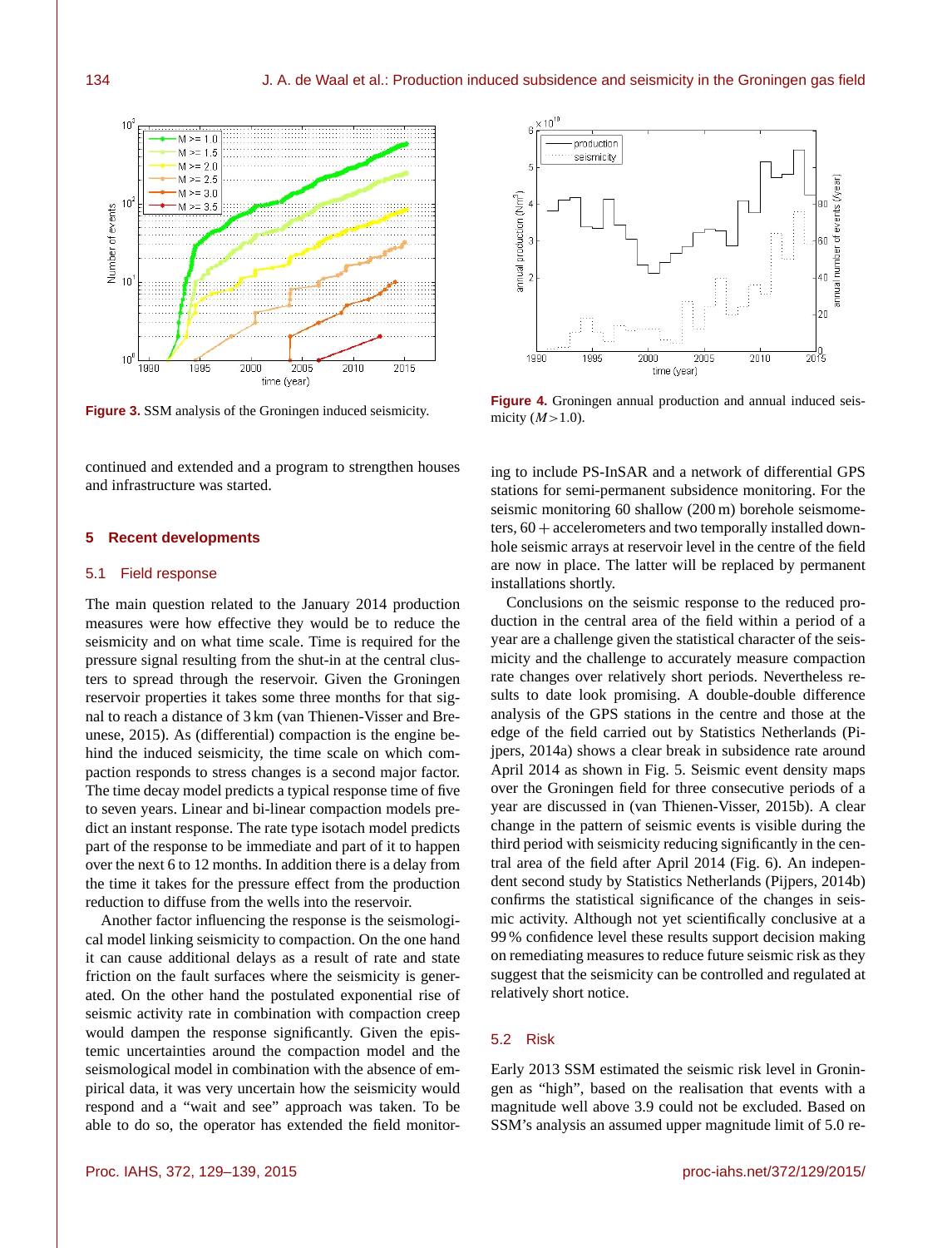Figure 3. SSM analysis of the Groningen induced seismicity.

Figure 4. Groningen annual production and annual induced seismicity ($M > 1.0$).

continued and extended and a program to strengthen houses and infrastructure was started.

## 5 Recent developments

### 5.1 Field response

The main question related to the January 2014 production measures were how effective they would be to reduce the seismicity and on what time scale. Time is required for the pressure signal resulting from the shut-in at the central clusters to spread through the reservoir. Given the Groningen reservoir properties it takes some three months for that signal to reach a distance of 3 km (van Thienen-Visser and Breunese, 2015). As (differential) compaction is the engine behind the induced seismicity, the time scale on which compaction responds to stress changes is a second major factor. The time decay model predicts a typical response time of five to seven years. Linear and bi-linear compaction models predict an instant response. The rate type isotach model predicts part of the response to be immediate and part of it to happen over the next 6 to 12 months. In addition there is a delay from the time it takes for the pressure effect from the production reduction to diffuse from the wells into the reservoir.

Another factor influencing the response is the seismological model linking seismicity to compaction. On the one hand it can cause additional delays as a result of rate and state friction on the fault surfaces where the seismicity is generated. On the other hand the postulated exponential rise of seismic activity rate in combination with compaction creep would dampen the response significantly. Given the epistemic uncertainties around the compaction model and the seismological model in combination with the absence of empirical data, it was very uncertain how the seismicity would respond and a "wait and see" approach was taken. To be able to do so, the operator has extended the field monitoring to include PS-InSAR and a network of differential GPS stations for semi-permanent subsidence monitoring. For the seismic monitoring 60 shallow (200 m) borehole seismometers, 60 + accelerometers and two temporally installed downhole seismic arrays at reservoir level in the centre of the field are now in place. The latter will be replaced by permanent installations shortly.

Conclusions on the seismic response to the reduced production in the central area of the field within a period of a year are a challenge given the statistical character of the seismicity and the challenge to accurately measure compaction rate changes over relatively short periods. Nevertheless results to date look promising. A double-double difference analysis of the GPS stations in the centre and those at the edge of the field carried out by Statistics Netherlands (Pijpers, 2014a) shows a clear break in subsidence rate around April 2014 as shown in Fig. 5. Seismic event density maps over the Groningen field for three consecutive periods of a year are discussed in (van Thienen-Visser, 2015b). A clear change in the pattern of seismic events is visible during the third period with seismicity reducing significantly in the central area of the field after April 2014 (Fig. 6). An independent second study by Statistics Netherlands (Pijpers, 2014b) confirms the statistical significance of the changes in seismic activity. Although not yet scientifically conclusive at a 99 % confidence level these results support decision making on remediating measures to reduce future seismic risk as they suggest that the seismicity can be controlled and regulated at relatively short notice.

### 5.2 Risk

Early 2013 SSM estimated the seismic risk level in Groningen as "high", based on the realisation that events with a magnitude well above 3.9 could not be excluded. Based on SSM's analysis an assumed upper magnitude limit of 5.0 re-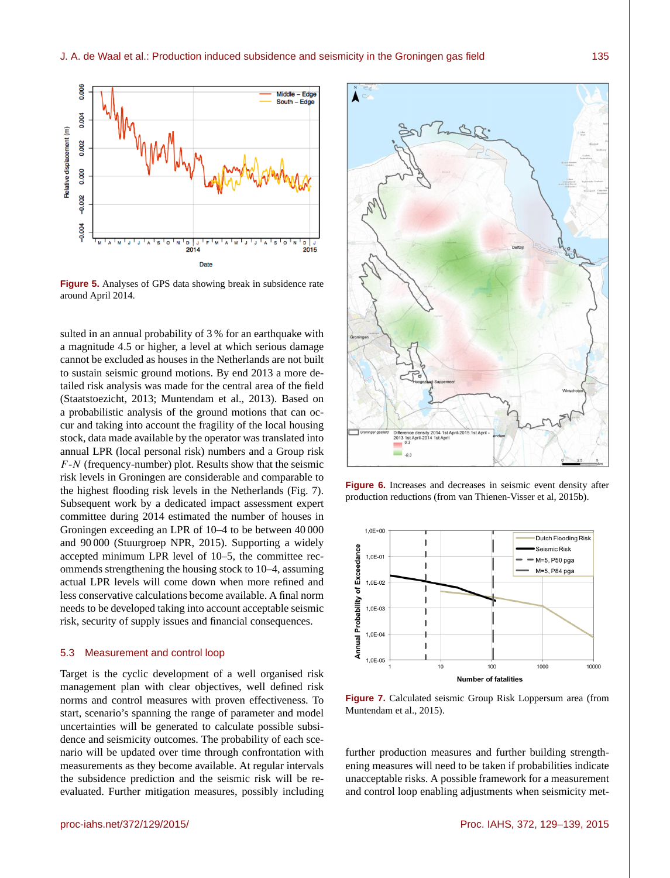**Figure 5.** Analyses of GPS data showing break in subsidence rate around April 2014.

sulted in an annual probability of 3 % for an earthquake with a magnitude 4.5 or higher, a level at which serious damage cannot be excluded as houses in the Netherlands are not built to sustain seismic ground motions. By end 2013 a more detailed risk analysis was made for the central area of the field (Staatstoezicht, 2013; Muntendam et al., 2013). Based on a probabilistic analysis of the ground motions that can occur and taking into account the fragility of the local housing stock, data made available by the operator was translated into annual LPR (local personal risk) numbers and a Group risk $F$-$N$ (frequency-number) plot. Results show that the seismic risk levels in Groningen are considerable and comparable to the highest flooding risk levels in the Netherlands (Fig. 7). Subsequent work by a dedicated impact assessment expert committee during 2014 estimated the number of houses in Groningen exceeding an LPR of 10–4 to be between 40 000 and 90 000 (Stuurgroep NPR, 2015). Supporting a widely accepted minimum LPR level of 10–5, the committee recommends strengthening the housing stock to 10–4, assuming actual LPR levels will come down when more refined and less conservative calculations become available. A final norm needs to be developed taking into account acceptable seismic risk, security of supply issues and financial consequences.

## 5.3 Measurement and control loop

Target is the cyclic development of a well organised risk management plan with clear objectives, well defined risk norms and control measures with proven effectiveness. To start, scenario's spanning the range of parameter and model uncertainties will be generated to calculate possible subsidence and seismicity outcomes. The probability of each scenario will be updated over time through confrontation with measurements as they become available. At regular intervals the subsidence prediction and the seismic risk will be re-evaluated. Further mitigation measures, possibly including further production measures and further building strengthening measures will need to be taken if probabilities indicate unacceptable risks. A possible framework for a measurement and control loop enabling adjustments when seismicity met-

**Figure 6.** Increases and decreases in seismic event density after production reductions (from van Thienen-Visser et al, 2015b).

**Figure 7.** Calculated seismic Group Risk Loppersum area (from Muntendam et al., 2015).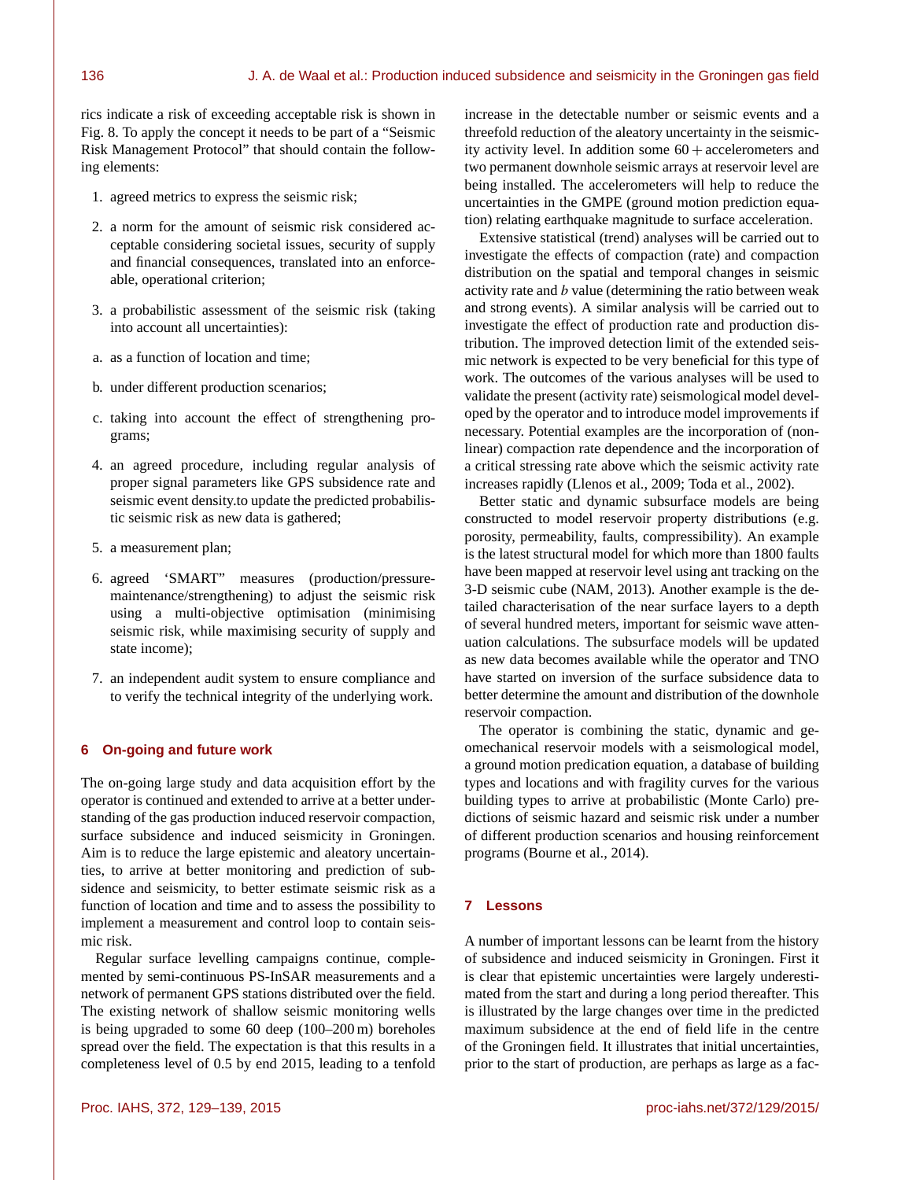rics indicate a risk of exceeding acceptable risk is shown in Fig. 8. To apply the concept it needs to be part of a "Seismic Risk Management Protocol" that should contain the following elements:

1. agreed metrics to express the seismic risk;
2. a norm for the amount of seismic risk considered acceptable considering societal issues, security of supply and financial consequences, translated into an enforceable, operational criterion;
3. a probabilistic assessment of the seismic risk (taking into account all uncertainties):

   a. as a function of location and time;

   b. under different production scenarios;

   c. taking into account the effect of strengthening programs;
4. an agreed procedure, including regular analysis of proper signal parameters like GPS subsidence rate and seismic event density.to update the predicted probabilistic seismic risk as new data is gathered;
5. a measurement plan;
6. agreed 'SMART" measures (production/pressure-maintenance/strengthening) to adjust the seismic risk using a multi-objective optimisation (minimising seismic risk, while maximising security of supply and state income);
7. an independent audit system to ensure compliance and to verify the technical integrity of the underlying work.

## 6 On-going and future work

The on-going large study and data acquisition effort by the operator is continued and extended to arrive at a better understanding of the gas production induced reservoir compaction, surface subsidence and induced seismicity in Groningen. Aim is to reduce the large epistemic and aleatory uncertainties, to arrive at better monitoring and prediction of subsidence and seismicity, to better estimate seismic risk as a function of location and time and to assess the possibility to implement a measurement and control loop to contain seismic risk.

Regular surface levelling campaigns continue, complemented by semi-continuous PS-InSAR measurements and a network of permanent GPS stations distributed over the field. The existing network of shallow seismic monitoring wells is being upgraded to some 60 deep (100–200 m) boreholes spread over the field. The expectation is that this results in a completeness level of 0.5 by end 2015, leading to a tenfold increase in the detectable number or seismic events and a threefold reduction of the aleatory uncertainty in the seismicity activity level. In addition some 60 + accelerometers and two permanent downhole seismic arrays at reservoir level are being installed. The accelerometers will help to reduce the uncertainties in the GMPE (ground motion prediction equation) relating earthquake magnitude to surface acceleration.

Extensive statistical (trend) analyses will be carried out to investigate the effects of compaction (rate) and compaction distribution on the spatial and temporal changes in seismic activity rate and $b$ value (determining the ratio between weak and strong events). A similar analysis will be carried out to investigate the effect of production rate and production distribution. The improved detection limit of the extended seismic network is expected to be very beneficial for this type of work. The outcomes of the various analyses will be used to validate the present (activity rate) seismological model developed by the operator and to introduce model improvements if necessary. Potential examples are the incorporation of (non-linear) compaction rate dependence and the incorporation of a critical stressing rate above which the seismic activity rate increases rapidly (Llenos et al., 2009; Toda et al., 2002).

Better static and dynamic subsurface models are being constructed to model reservoir property distributions (e.g. porosity, permeability, faults, compressibility). An example is the latest structural model for which more than 1800 faults have been mapped at reservoir level using ant tracking on the 3-D seismic cube (NAM, 2013). Another example is the detailed characterisation of the near surface layers to a depth of several hundred meters, important for seismic wave attenuation calculations. The subsurface models will be updated as new data becomes available while the operator and TNO have started on inversion of the surface subsidence data to better determine the amount and distribution of the downhole reservoir compaction.

The operator is combining the static, dynamic and geomechanical reservoir models with a seismological model, a ground motion predication equation, a database of building types and locations and with fragility curves for the various building types to arrive at probabilistic (Monte Carlo) predictions of seismic hazard and seismic risk under a number of different production scenarios and housing reinforcement programs (Bourne et al., 2014).

## 7 Lessons

A number of important lessons can be learnt from the history of subsidence and induced seismicity in Groningen. First it is clear that epistemic uncertainties were largely underestimated from the start and during a long period thereafter. This is illustrated by the large changes over time in the predicted maximum subsidence at the end of field life in the centre of the Groningen field. It illustrates that initial uncertainties, prior to the start of production, are perhaps as large as a fac-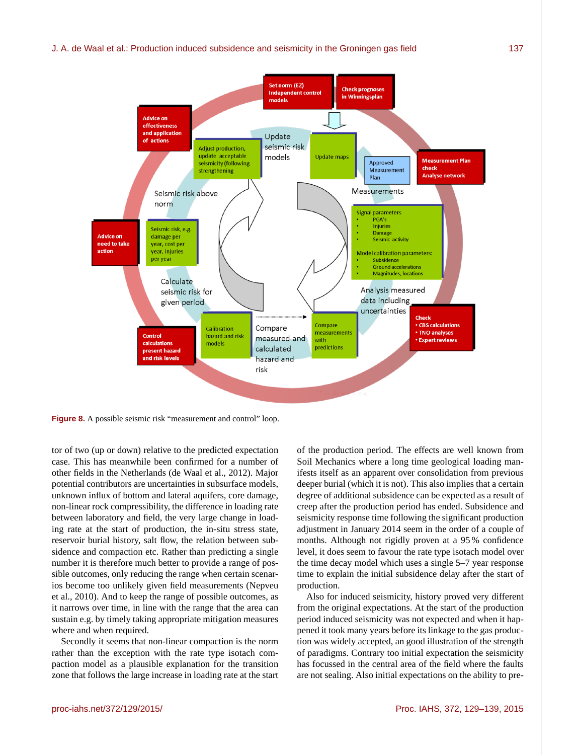**Figure 8.** A possible seismic risk "measurement and control" loop.

tor of two (up or down) relative to the predicted expectation case. This has meanwhile been confirmed for a number of other fields in the Netherlands (de Waal et al., 2012). Major potential contributors are uncertainties in subsurface models, unknown influx of bottom and lateral aquifers, core damage, non-linear rock compressibility, the difference in loading rate between laboratory and field, the very large change in loading rate at the start of production, the in-situ stress state, reservoir burial history, salt flow, the relation between subsidence and compaction etc. Rather than predicting a single number it is therefore much better to provide a range of possible outcomes, only reducing the range when certain scenarios become too unlikely given field measurements (Nepveu et al., 2010). And to keep the range of possible outcomes, as it narrows over time, in line with the range that the area can sustain e.g. by timely taking appropriate mitigation measures where and when required.

Secondly it seems that non-linear compaction is the norm rather than the exception with the rate type isotach compaction model as a plausible explanation for the transition zone that follows the large increase in loading rate at the start of the production period. The effects are well known from Soil Mechanics where a long time geological loading manifests itself as an apparent over consolidation from previous deeper burial (which it is not). This also implies that a certain degree of additional subsidence can be expected as a result of creep after the production period has ended. Subsidence and seismicity response time following the significant production adjustment in January 2014 seem in the order of a couple of months. Although not rigidly proven at a 95 % confidence level, it does seem to favour the rate type isotach model over the time decay model which uses a single 5–7 year response time to explain the initial subsidence delay after the start of production.

Also for induced seismicity, history proved very different from the original expectations. At the start of the production period induced seismicity was not expected and when it happened it took many years before its linkage to the gas production was widely accepted, an good illustration of the strength of paradigms. Contrary too initial expectation the seismicity has focussed in the central area of the field where the faults are not sealing. Also initial expectations on the ability to pre-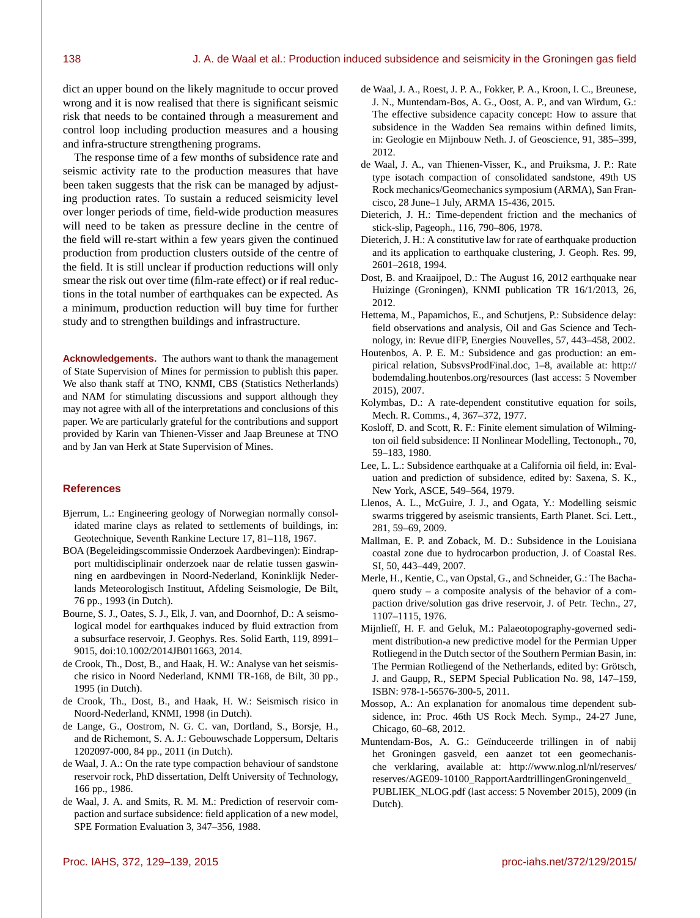dict an upper bound on the likely magnitude to occur proved wrong and it is now realised that there is significant seismic risk that needs to be contained through a measurement and control loop including production measures and a housing and infra-structure strengthening programs.

The response time of a few months of subsidence rate and seismic activity rate to the production measures that have been taken suggests that the risk can be managed by adjusting production rates. To sustain a reduced seismicity level over longer periods of time, field-wide production measures will need to be taken as pressure decline in the centre of the field will re-start within a few years given the continued production from production clusters outside of the centre of the field. It is still unclear if production reductions will only smear the risk out over time (film-rate effect) or if real reductions in the total number of earthquakes can be expected. As a minimum, production reduction will buy time for further study and to strengthen buildings and infrastructure.

**Acknowledgements.** The authors want to thank the management of State Supervision of Mines for permission to publish this paper. We also thank staff at TNO, KNMI, CBS (Statistics Netherlands) and NAM for stimulating discussions and support although they may not agree with all of the interpretations and conclusions of this paper. We are particularly grateful for the contributions and support provided by Karin van Thienen-Visser and Jaap Breunese at TNO and by Jan van Herk at State Supervision of Mines.

## References

Bjerrum, L.: Engineering geology of Norwegian normally consolidated marine clays as related to settlements of buildings, in: Geotechnique, Seventh Rankine Lecture 17, 81–118, 1967.

BOA (Begeleidingscommissie Onderzoek Aardbevingen): Eindrapport multidisciplinair onderzoek naar de relatie tussen gaswinning en aardbevingen in Noord-Nederland, Koninklijk Nederlands Meteorologisch Instituut, Afdeling Seismologie, De Bilt, 76 pp., 1993 (in Dutch).

Bourne, S. J., Oates, S. J., Elk, J. van, and Doornhof, D.: A seismological model for earthquakes induced by fluid extraction from a subsurface reservoir, J. Geophys. Res. Solid Earth, 119, 8991–9015, doi:10.1002/2014JB011663, 2014.

de Crook, Th., Dost, B., and Haak, H. W.: Analyse van het seismische risico in Noord Nederland, KNMI TR-168, de Bilt, 30 pp., 1995 (in Dutch).

de Crook, Th., Dost, B., and Haak, H. W.: Seismisch risico in Noord-Nederland, KNMI, 1998 (in Dutch).

de Lange, G., Oostrom, N. G. C. van, Dortland, S., Borsje, H., and de Richemont, S. A. J.: Gebouwschade Loppersum, Deltaris 1202097-000, 84 pp., 2011 (in Dutch).

de Waal, J. A.: On the rate type compaction behaviour of sandstone reservoir rock, PhD dissertation, Delft University of Technology, 166 pp., 1986.

de Waal, J. A. and Smits, R. M. M.: Prediction of reservoir compaction and surface subsidence: field application of a new model, SPE Formation Evaluation 3, 347–356, 1988.

de Waal, J. A., Roest, J. P. A., Fokker, P. A., Kroon, I. C., Breunese, J. N., Muntendam-Bos, A. G., Oost, A. P., and van Wirdum, G.: The effective subsidence capacity concept: How to assure that subsidence in the Wadden Sea remains within defined limits, in: Geologie en Mijnbouw Neth. J. of Geoscience, 91, 385–399, 2012.

de Waal, J. A., van Thienen-Visser, K., and Pruiksma, J. P.: Rate type isotach compaction of consolidated sandstone, 49th US Rock mechanics/Geomechanics symposium (ARMA), San Francisco, 28 June–1 July, ARMA 15-436, 2015.

Dieterich, J. H.: Time-dependent friction and the mechanics of stick-slip, Pageoph., 116, 790–806, 1978.

Dieterich, J. H.: A constitutive law for rate of earthquake production and its application to earthquake clustering, J. Geoph. Res. 99, 2601–2618, 1994.

Dost, B. and Kraaijpoel, D.: The August 16, 2012 earthquake near Huizinge (Groningen), KNMI publication TR 16/1/2013, 26, 2012.

Hettema, M., Papamichos, E., and Schutjens, P.: Subsidence delay: field observations and analysis, Oil and Gas Science and Technology, in: Revue dIFP, Energies Nouvelles, 57, 443–458, 2002.

Houtenbos, A. P. E. M.: Subsidence and gas production: an empirical relation, SubsvsProdFinal.doc, 1–8, available at: http://bodemdaling.houtenbos.org/resources (last access: 5 November 2015), 2007.

Kolymbas, D.: A rate-dependent constitutive equation for soils, Mech. R. Comms., 4, 367–372, 1977.

Kosloff, D. and Scott, R. F.: Finite element simulation of Wilmington oil field subsidence: II Nonlinear Modelling, Tectonoph., 70, 59–183, 1980.

Lee, L. L.: Subsidence earthquake at a California oil field, in: Evaluation and prediction of subsidence, edited by: Saxena, S. K., New York, ASCE, 549–564, 1979.

Llenos, A. L., McGuire, J. J., and Ogata, Y.: Modelling seismic swarms triggered by aseismic transients, Earth Planet. Sci. Lett., 281, 59–69, 2009.

Mallman, E. P. and Zoback, M. D.: Subsidence in the Louisiana coastal zone due to hydrocarbon production, J. of Coastal Res. SI, 50, 443–449, 2007.

Merle, H., Kentie, C., van Opstal, G., and Schneider, G.: The Bachaquero study – a composite analysis of the behavior of a compaction drive/solution gas drive reservoir, J. of Petr. Techn., 27, 1107–1115, 1976.

Mijnlieff, H. F. and Geluk, M.: Palaeotopography-governed sediment distribution-a new predictive model for the Permian Upper Rotliegend in the Dutch sector of the Southern Permian Basin, in: The Permian Rotliegend of the Netherlands, edited by: Grötsch, J. and Gaupp, R., SEPM Special Publication No. 98, 147–159, ISBN: 978-1-56576-300-5, 2011.

Mossop, A.: An explanation for anomalous time dependent subsidence, in: Proc. 46th US Rock Mech. Symp., 24-27 June, Chicago, 60–68, 2012.

Muntendam-Bos, A. G.: Geïnduceerde trillingen in of nabij het Groningen gasveld, een aanzet tot een geomechanische verklaring, available at: http://www.nlog.nl/nl/reserves/reserves/AGE09-10100_RapportAardtrillingenGroningenveld_PUBLIEK_NLOG.pdf (last access: 5 November 2015), 2009 (in Dutch).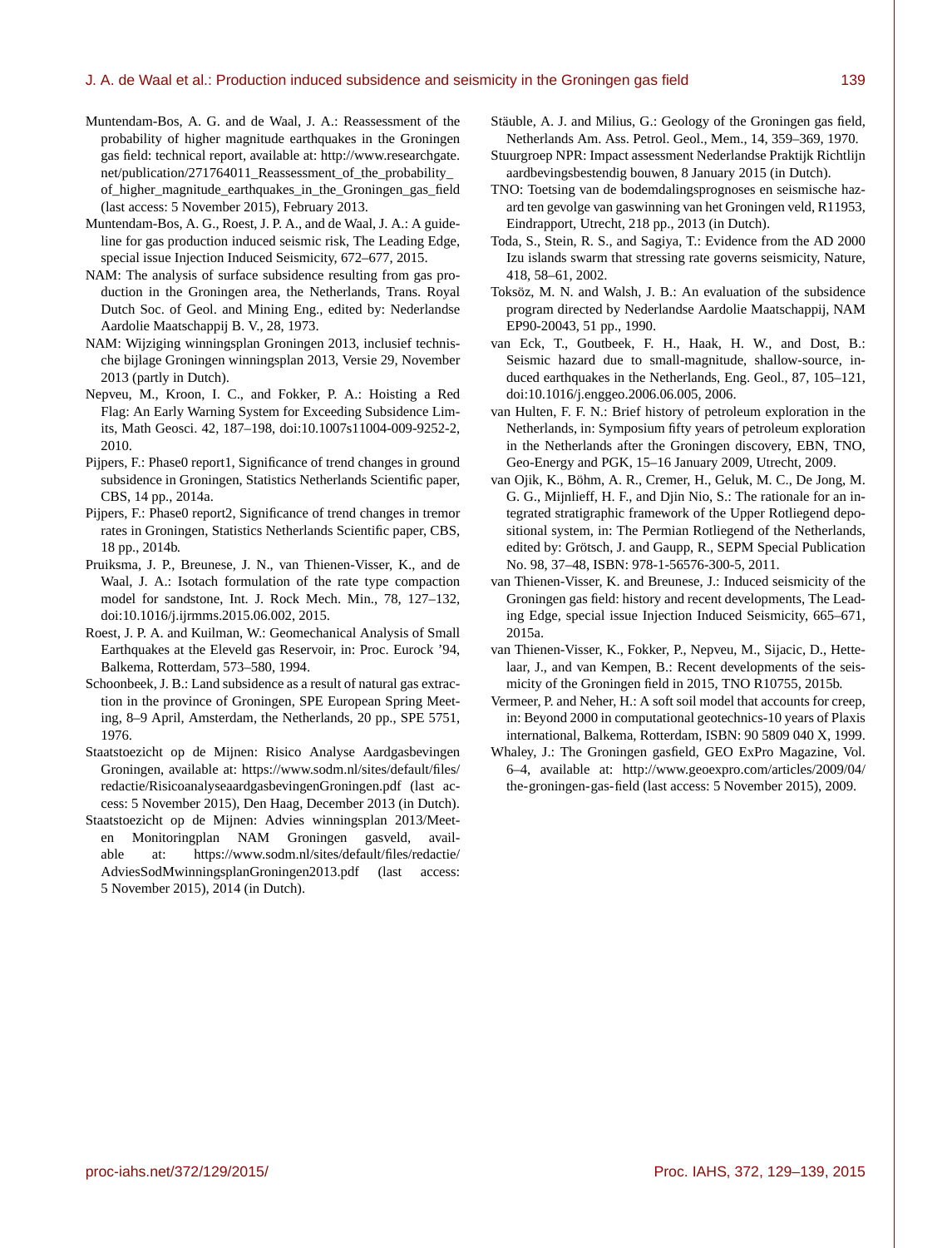Muntendam-Bos, A. G. and de Waal, J. A.: Reassessment of the probability of higher magnitude earthquakes in the Groningen gas field: technical report, available at: http://www.researchgate.net/publication/271764011_Reassessment_of_the_probability_of_higher_magnitude_earthquakes_in_the_Groningen_gas_field (last access: 5 November 2015), February 2013.

Muntendam-Bos, A. G., Roest, J. P. A., and de Waal, J. A.: A guideline for gas production induced seismic risk, The Leading Edge, special issue Injection Induced Seismicity, 672–677, 2015.

NAM: The analysis of surface subsidence resulting from gas production in the Groningen area, the Netherlands, Trans. Royal Dutch Soc. of Geol. and Mining Eng., edited by: Nederlandse Aardolie Maatschappij B. V., 28, 1973.

NAM: Wijziging winningsplan Groningen 2013, inclusief technische bijlage Groningen winningsplan 2013, Versie 29, November 2013 (partly in Dutch).

Nepveu, M., Kroon, I. C., and Fokker, P. A.: Hoisting a Red Flag: An Early Warning System for Exceeding Subsidence Limits, Math Geosci. 42, 187–198, doi:10.1007s11004-009-9252-2, 2010.

Pijpers, F.: Phase0 report1, Significance of trend changes in ground subsidence in Groningen, Statistics Netherlands Scientific paper, CBS, 14 pp., 2014a.

Pijpers, F.: Phase0 report2, Significance of trend changes in tremor rates in Groningen, Statistics Netherlands Scientific paper, CBS, 18 pp., 2014b.

Pruiksma, J. P., Breunese, J. N., van Thienen-Visser, K., and de Waal, J. A.: Isotach formulation of the rate type compaction model for sandstone, Int. J. Rock Mech. Min., 78, 127–132, doi:10.1016/j.ijrmms.2015.06.002, 2015.

Roest, J. P. A. and Kuilman, W.: Geomechanical Analysis of Small Earthquakes at the Eleveld gas Reservoir, in: Proc. Eurock '94, Balkema, Rotterdam, 573–580, 1994.

Schoonbeek, J. B.: Land subsidence as a result of natural gas extraction in the province of Groningen, SPE European Spring Meeting, 8–9 April, Amsterdam, the Netherlands, 20 pp., SPE 5751, 1976.

Staatstoezicht op de Mijnen: Risico Analyse Aardgasbevingen Groningen, available at: https://www.sodm.nl/sites/default/files/redactie/RisicoanalyseaardgasbevingenGroningen.pdf (last access: 5 November 2015), Den Haag, December 2013 (in Dutch).

Staatstoezicht op de Mijnen: Advies winningsplan 2013/Meet-en Monitoringplan NAM Groningen gasveld, available at: https://www.sodm.nl/sites/default/files/redactie/AdviesSodMwinningsplanGroningen2013.pdf (last access: 5 November 2015), 2014 (in Dutch).

Stäuble, A. J. and Milius, G.: Geology of the Groningen gas field, Netherlands Am. Ass. Petrol. Geol., Mem., 14, 359–369, 1970.

Stuurgroep NPR: Impact assessment Nederlandse Praktijk Richtlijn aardbevingsbestendig bouwen, 8 January 2015 (in Dutch).

TNO: Toetsing van de bodemdalingsprognoses en seismische hazard ten gevolge van gaswinning van het Groningen veld, R11953, Eindrapport, Utrecht, 218 pp., 2013 (in Dutch).

Toda, S., Stein, R. S., and Sagiya, T.: Evidence from the AD 2000 Izu islands swarm that stressing rate governs seismicity, Nature, 418, 58–61, 2002.

Toksöz, M. N. and Walsh, J. B.: An evaluation of the subsidence program directed by Nederlandse Aardolie Maatschappij, NAM EP90-20043, 51 pp., 1990.

van Eck, T., Goutbeek, F. H., Haak, H. W., and Dost, B.: Seismic hazard due to small-magnitude, shallow-source, induced earthquakes in the Netherlands, Eng. Geol., 87, 105–121, doi:10.1016/j.enggeo.2006.06.005, 2006.

van Hulten, F. F. N.: Brief history of petroleum exploration in the Netherlands, in: Symposium fifty years of petroleum exploration in the Netherlands after the Groningen discovery, EBN, TNO, Geo-Energy and PGK, 15–16 January 2009, Utrecht, 2009.

van Ojik, K., Böhm, A. R., Cremer, H., Geluk, M. C., De Jong, M. G. G., Mijnlieff, H. F., and Djin Nio, S.: The rationale for an integrated stratigraphic framework of the Upper Rotliegend depositional system, in: The Permian Rotliegend of the Netherlands, edited by: Grötsch, J. and Gaupp, R., SEPM Special Publication No. 98, 37–48, ISBN: 978-1-56576-300-5, 2011.

van Thienen-Visser, K. and Breunese, J.: Induced seismicity of the Groningen gas field: history and recent developments, The Leading Edge, special issue Injection Induced Seismicity, 665–671, 2015a.

van Thienen-Visser, K., Fokker, P., Nepveu, M., Sijacic, D., Hettelaar, J., and van Kempen, B.: Recent developments of the seismicity of the Groningen field in 2015, TNO R10755, 2015b.

Vermeer, P. and Neher, H.: A soft soil model that accounts for creep, in: Beyond 2000 in computational geotechnics-10 years of Plaxis international, Balkema, Rotterdam, ISBN: 90 5809 040 X, 1999.

Whaley, J.: The Groningen gasfield, GEO ExPro Magazine, Vol. 6–4, available at: http://www.geoexpro.com/articles/2009/04/the-groningen-gas-field (last access: 5 November 2015), 2009.